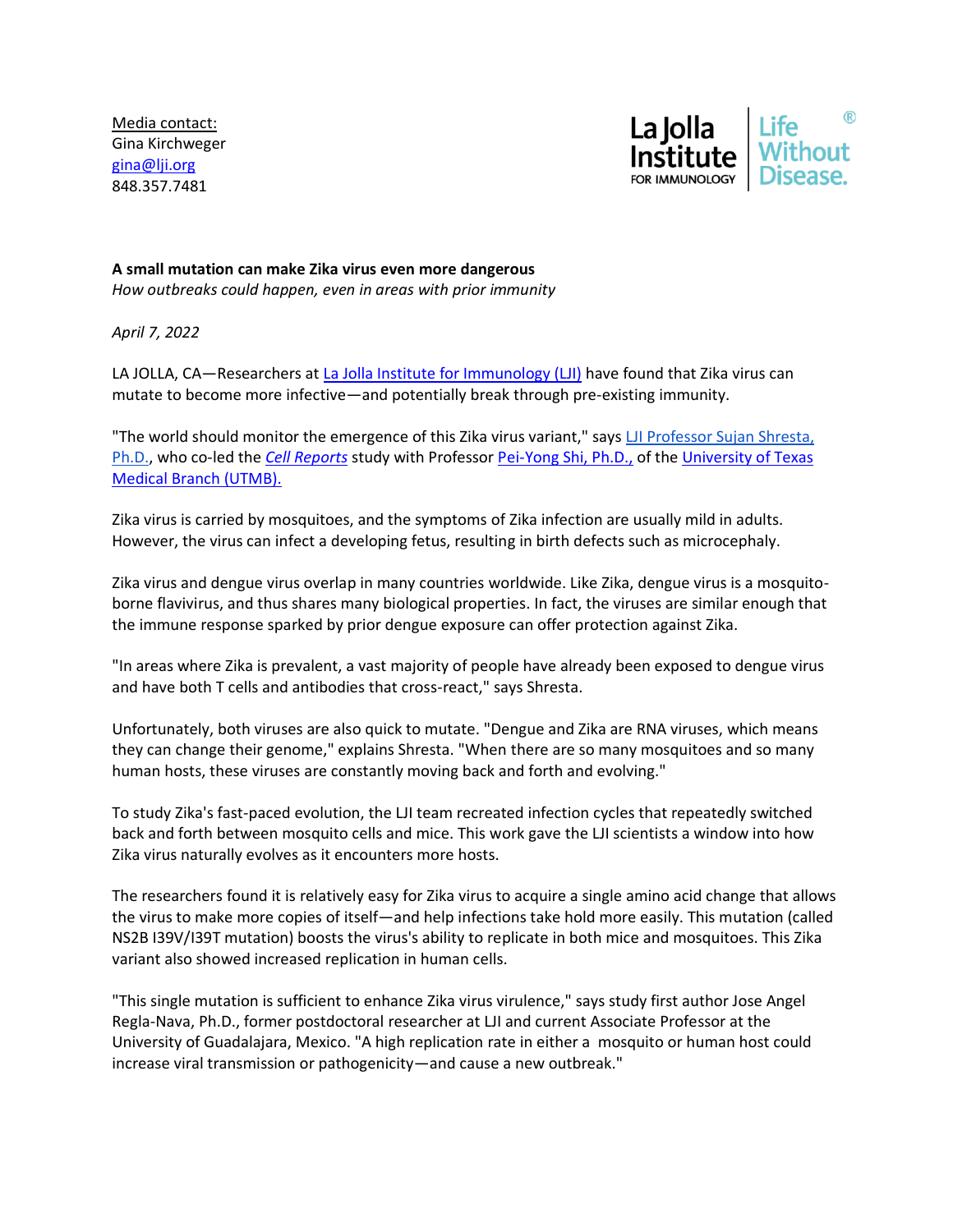Media contact:
Gina Kirchweger
gina@lji.org
848.357.7481

La Jolla Institute FOR IMMUNOLOGY | Life Without Disease.®

**A small mutation can make Zika virus even more dangerous**
*How outbreaks could happen, even in areas with prior immunity*

*April 7, 2022*

LA JOLLA, CA—Researchers at La Jolla Institute for Immunology (LJI) have found that Zika virus can mutate to become more infective—and potentially break through pre-existing immunity.

"The world should monitor the emergence of this Zika virus variant," says LJI Professor Sujan Shresta, Ph.D., who co-led the *Cell Reports* study with Professor Pei-Yong Shi, Ph.D., of the University of Texas Medical Branch (UTMB).

Zika virus is carried by mosquitoes, and the symptoms of Zika infection are usually mild in adults. However, the virus can infect a developing fetus, resulting in birth defects such as microcephaly.

Zika virus and dengue virus overlap in many countries worldwide. Like Zika, dengue virus is a mosquito-borne flavivirus, and thus shares many biological properties. In fact, the viruses are similar enough that the immune response sparked by prior dengue exposure can offer protection against Zika.

"In areas where Zika is prevalent, a vast majority of people have already been exposed to dengue virus and have both T cells and antibodies that cross-react," says Shresta.

Unfortunately, both viruses are also quick to mutate. "Dengue and Zika are RNA viruses, which means they can change their genome," explains Shresta. "When there are so many mosquitoes and so many human hosts, these viruses are constantly moving back and forth and evolving."

To study Zika's fast-paced evolution, the LJI team recreated infection cycles that repeatedly switched back and forth between mosquito cells and mice. This work gave the LJI scientists a window into how Zika virus naturally evolves as it encounters more hosts.

The researchers found it is relatively easy for Zika virus to acquire a single amino acid change that allows the virus to make more copies of itself—and help infections take hold more easily. This mutation (called NS2B I39V/I39T mutation) boosts the virus's ability to replicate in both mice and mosquitoes. This Zika variant also showed increased replication in human cells.

"This single mutation is sufficient to enhance Zika virus virulence," says study first author Jose Angel Regla-Nava, Ph.D., former postdoctoral researcher at LJI and current Associate Professor at the University of Guadalajara, Mexico. "A high replication rate in either a mosquito or human host could increase viral transmission or pathogenicity—and cause a new outbreak."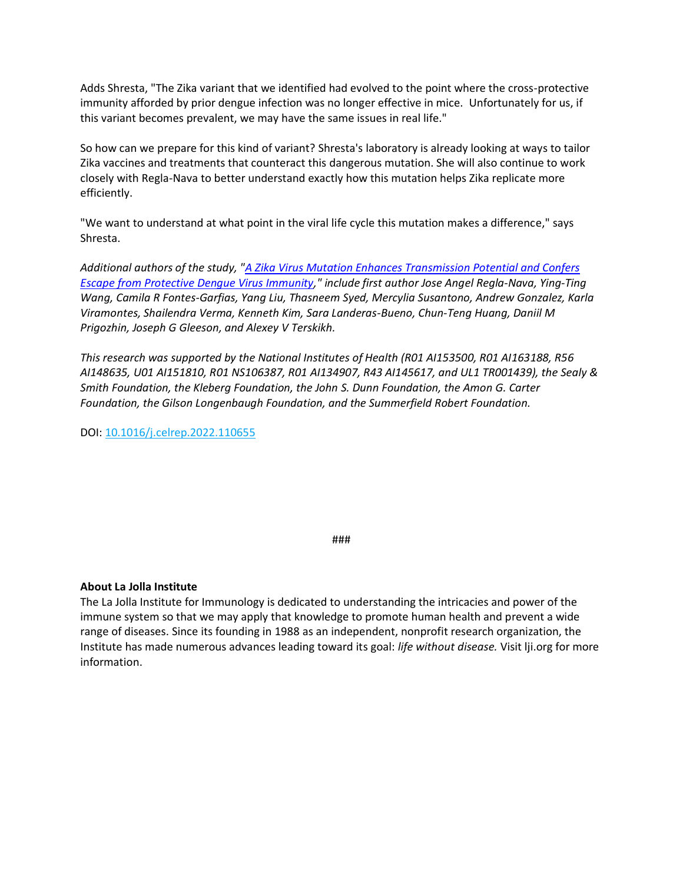Adds Shresta, "The Zika variant that we identified had evolved to the point where the cross-protective immunity afforded by prior dengue infection was no longer effective in mice. Unfortunately for us, if this variant becomes prevalent, we may have the same issues in real life."

So how can we prepare for this kind of variant? Shresta's laboratory is already looking at ways to tailor Zika vaccines and treatments that counteract this dangerous mutation. She will also continue to work closely with Regla-Nava to better understand exactly how this mutation helps Zika replicate more efficiently.

"We want to understand at what point in the viral life cycle this mutation makes a difference," says Shresta.

*Additional authors of the study, "[A Zika Virus Mutation Enhances Transmission Potential and Confers Escape from Protective Dengue Virus Immunity](https://doi.org/10.1016/j.celrep.2022.110655)," include first author Jose Angel Regla-Nava, Ying-Ting Wang, Camila R Fontes-Garfias, Yang Liu, Thasneem Syed, Mercylia Susantono, Andrew Gonzalez, Karla Viramontes, Shailendra Verma, Kenneth Kim, Sara Landeras-Bueno, Chun-Teng Huang, Daniil M Prigozhin, Joseph G Gleeson, and Alexey V Terskikh.*

*This research was supported by the National Institutes of Health (R01 AI153500, R01 AI163188, R56 AI148635, U01 AI151810, R01 NS106387, R01 AI134907, R43 AI145617, and UL1 TR001439), the Sealy & Smith Foundation, the Kleberg Foundation, the John S. Dunn Foundation, the Amon G. Carter Foundation, the Gilson Longenbaugh Foundation, and the Summerfield Robert Foundation.*

DOI: [10.1016/j.celrep.2022.110655](https://doi.org/10.1016/j.celrep.2022.110655)

###

**About La Jolla Institute**

The La Jolla Institute for Immunology is dedicated to understanding the intricacies and power of the immune system so that we may apply that knowledge to promote human health and prevent a wide range of diseases. Since its founding in 1988 as an independent, nonprofit research organization, the Institute has made numerous advances leading toward its goal: *life without disease.* Visit lji.org for more information.